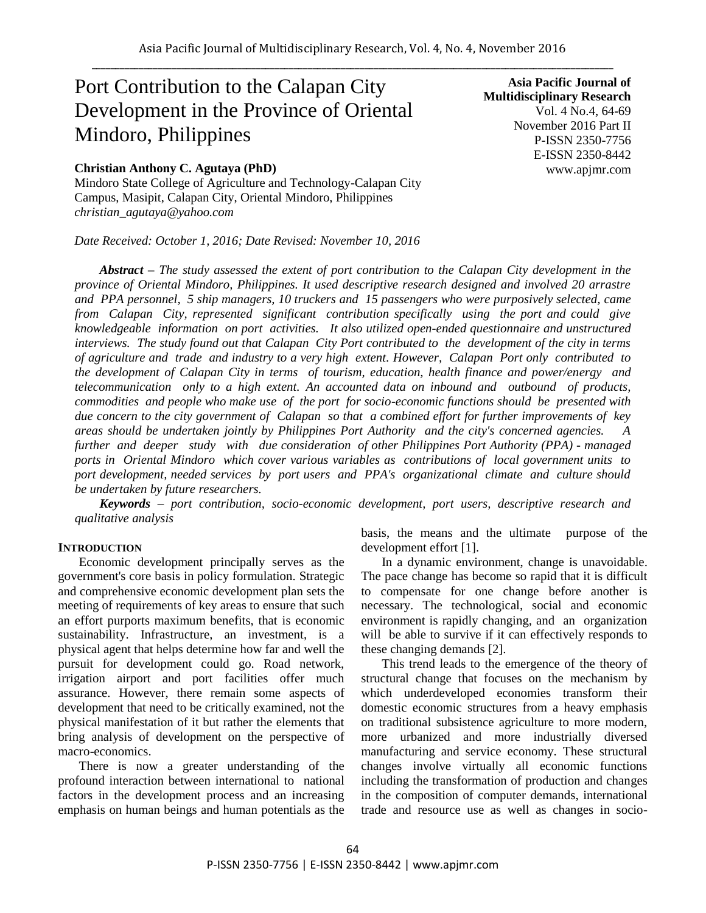# Port Contribution to the Calapan City Development in the Province of Oriental Mindoro, Philippines

**Asia Pacific Journal of Multidisciplinary Research**
Vol. 4 No.4, 64-69
November 2016 Part II
P-ISSN 2350-7756
E-ISSN 2350-8442
www.apjmr.com

**Christian Anthony C. Agutaya (PhD)**
Mindoro State College of Agriculture and Technology-Calapan City Campus, Masipit, Calapan City, Oriental Mindoro, Philippines
*christian_agutaya@yahoo.com*

*Date Received: October 1, 2016; Date Revised: November 10, 2016*

***Abstract*** *– The study assessed the extent of port contribution to the Calapan City development in the province of Oriental Mindoro, Philippines. It used descriptive research designed and involved 20 arrastre and PPA personnel, 5 ship managers, 10 truckers and 15 passengers who were purposively selected, came from Calapan City, represented significant contribution specifically using the port and could give knowledgeable information on port activities. It also utilized open-ended questionnaire and unstructured interviews. The study found out that Calapan City Port contributed to the development of the city in terms of agriculture and trade and industry to a very high extent. However, Calapan Port only contributed to the development of Calapan City in terms of tourism, education, health finance and power/energy and telecommunication only to a high extent. An accounted data on inbound and outbound of products, commodities and people who make use of the port for socio-economic functions should be presented with due concern to the city government of Calapan so that a combined effort for further improvements of key areas should be undertaken jointly by Philippines Port Authority and the city's concerned agencies. A further and deeper study with due consideration of other Philippines Port Authority (PPA) - managed ports in Oriental Mindoro which cover various variables as contributions of local government units to port development, needed services by port users and PPA's organizational climate and culture should be undertaken by future researchers.*

***Keywords*** *– port contribution, socio-economic development, port users, descriptive research and qualitative analysis*

## INTRODUCTION

Economic development principally serves as the government's core basis in policy formulation. Strategic and comprehensive economic development plan sets the meeting of requirements of key areas to ensure that such an effort purports maximum benefits, that is economic sustainability. Infrastructure, an investment, is a physical agent that helps determine how far and well the pursuit for development could go. Road network, irrigation airport and port facilities offer much assurance. However, there remain some aspects of development that need to be critically examined, not the physical manifestation of it but rather the elements that bring analysis of development on the perspective of macro-economics.

There is now a greater understanding of the profound interaction between international to national factors in the development process and an increasing emphasis on human beings and human potentials as the basis, the means and the ultimate purpose of the development effort [1].

In a dynamic environment, change is unavoidable. The pace change has become so rapid that it is difficult to compensate for one change before another is necessary. The technological, social and economic environment is rapidly changing, and an organization will be able to survive if it can effectively responds to these changing demands [2].

This trend leads to the emergence of the theory of structural change that focuses on the mechanism by which underdeveloped economies transform their domestic economic structures from a heavy emphasis on traditional subsistence agriculture to more modern, more urbanized and more industrially diversed manufacturing and service economy. These structural changes involve virtually all economic functions including the transformation of production and changes in the composition of computer demands, international trade and resource use as well as changes in socio-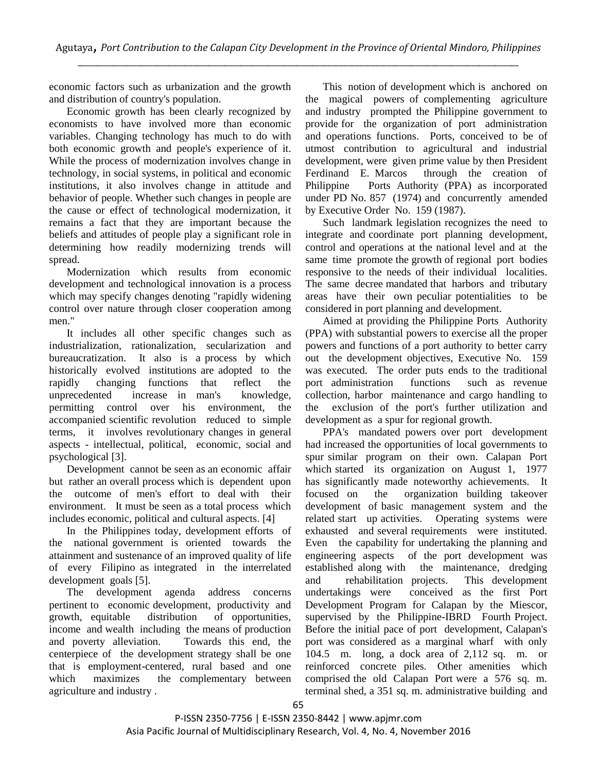economic factors such as urbanization and the growth and distribution of country's population.

Economic growth has been clearly recognized by economists to have involved more than economic variables. Changing technology has much to do with both economic growth and people's experience of it. While the process of modernization involves change in technology, in social systems, in political and economic institutions, it also involves change in attitude and behavior of people. Whether such changes in people are the cause or effect of technological modernization, it remains a fact that they are important because the beliefs and attitudes of people play a significant role in determining how readily modernizing trends will spread.

Modernization which results from economic development and technological innovation is a process which may specify changes denoting "rapidly widening control over nature through closer cooperation among men."

It includes all other specific changes such as industrialization, rationalization, secularization and bureaucratization. It also is a process by which historically evolved institutions are adopted to the rapidly changing functions that reflect the unprecedented increase in man's knowledge, permitting control over his environment, the accompanied scientific revolution reduced to simple terms, it involves revolutionary changes in general aspects - intellectual, political, economic, social and psychological [3].

Development cannot be seen as an economic affair but rather an overall process which is dependent upon the outcome of men's effort to deal with their environment. It must be seen as a total process which includes economic, political and cultural aspects. [4]

In the Philippines today, development efforts of the national government is oriented towards the attainment and sustenance of an improved quality of life of every Filipino as integrated in the interrelated development goals [5].

The development agenda address concerns pertinent to economic development, productivity and growth, equitable distribution of opportunities, income and wealth including the means of production and poverty alleviation. Towards this end, the centerpiece of the development strategy shall be one that is employment-centered, rural based and one which maximizes the complementary between agriculture and industry .

This notion of development which is anchored on the magical powers of complementing agriculture and industry prompted the Philippine government to provide for the organization of port administration and operations functions. Ports, conceived to be of utmost contribution to agricultural and industrial development, were given prime value by then President Ferdinand E. Marcos through the creation of Philippine Ports Authority (PPA) as incorporated under PD No. 857 (1974) and concurrently amended by Executive Order No. 159 (1987).

Such landmark legislation recognizes the need to integrate and coordinate port planning development, control and operations at the national level and at the same time promote the growth of regional port bodies responsive to the needs of their individual localities. The same decree mandated that harbors and tributary areas have their own peculiar potentialities to be considered in port planning and development.

Aimed at providing the Philippine Ports Authority (PPA) with substantial powers to exercise all the proper powers and functions of a port authority to better carry out the development objectives, Executive No. 159 was executed. The order puts ends to the traditional port administration functions such as revenue collection, harbor maintenance and cargo handling to the exclusion of the port's further utilization and development as a spur for regional growth.

PPA's mandated powers over port development had increased the opportunities of local governments to spur similar program on their own. Calapan Port which started its organization on August 1, 1977 has significantly made noteworthy achievements. It focused on the organization building takeover development of basic management system and the related start up activities. Operating systems were exhausted and several requirements were instituted. Even the capability for undertaking the planning and engineering aspects of the port development was established along with the maintenance, dredging and rehabilitation projects. This development undertakings were conceived as the first Port Development Program for Calapan by the Miescor, supervised by the Philippine-IBRD Fourth Project. Before the initial pace of port development, Calapan's port was considered as a marginal wharf with only 104.5 m. long, a dock area of 2,112 sq. m. or reinforced concrete piles. Other amenities which comprised the old Calapan Port were a 576 sq. m. terminal shed, a 351 sq. m. administrative building and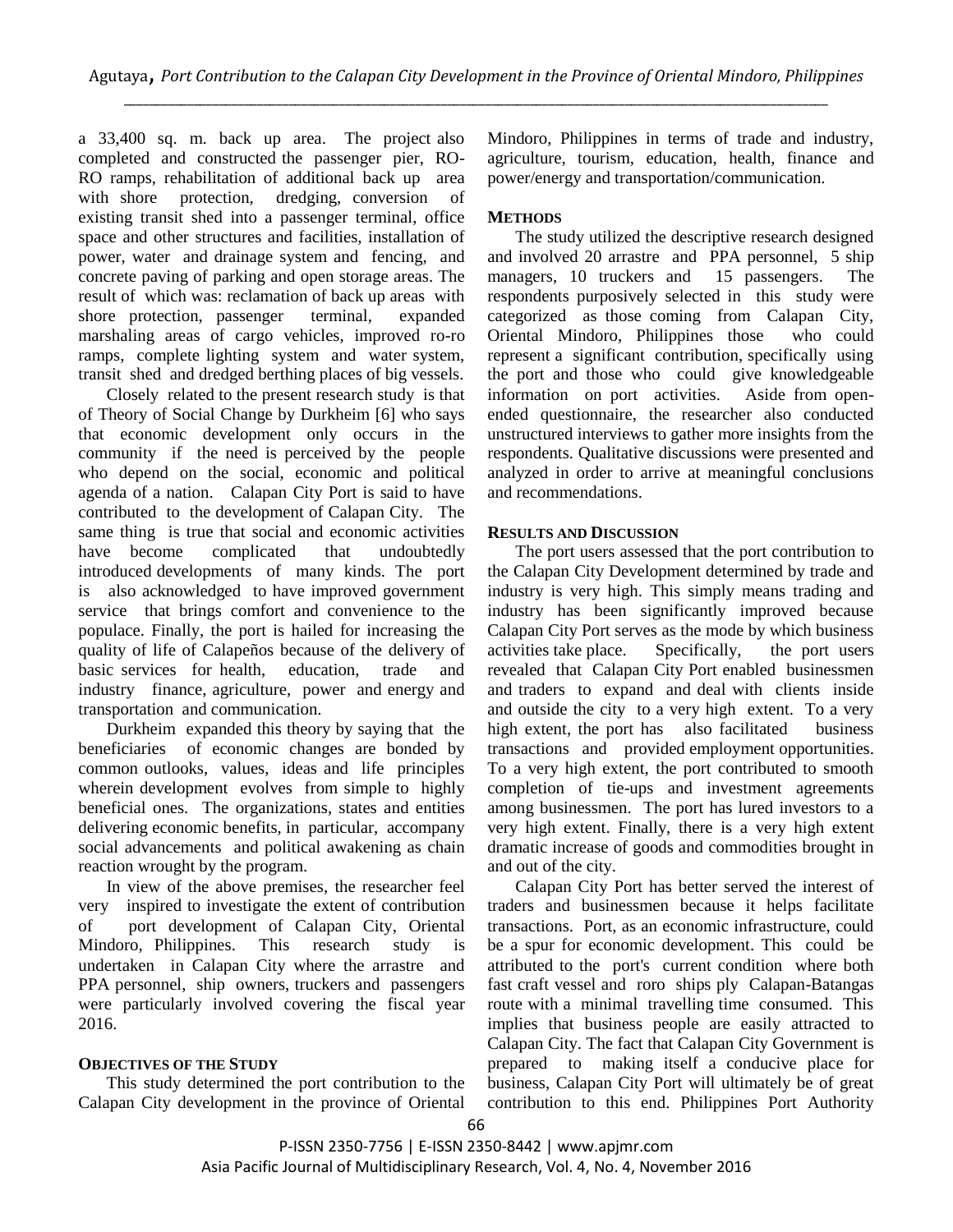a 33,400 sq. m. back up area. The project also completed and constructed the passenger pier, RO-RO ramps, rehabilitation of additional back up area with shore protection, dredging, conversion of existing transit shed into a passenger terminal, office space and other structures and facilities, installation of power, water and drainage system and fencing, and concrete paving of parking and open storage areas. The result of which was: reclamation of back up areas with shore protection, passenger terminal, expanded marshaling areas of cargo vehicles, improved ro-ro ramps, complete lighting system and water system, transit shed and dredged berthing places of big vessels.

Closely related to the present research study is that of Theory of Social Change by Durkheim [6] who says that economic development only occurs in the community if the need is perceived by the people who depend on the social, economic and political agenda of a nation. Calapan City Port is said to have contributed to the development of Calapan City. The same thing is true that social and economic activities have become complicated that undoubtedly introduced developments of many kinds. The port is also acknowledged to have improved government service that brings comfort and convenience to the populace. Finally, the port is hailed for increasing the quality of life of Calapeños because of the delivery of basic services for health, education, trade and industry finance, agriculture, power and energy and transportation and communication.

Durkheim expanded this theory by saying that the beneficiaries of economic changes are bonded by common outlooks, values, ideas and life principles wherein development evolves from simple to highly beneficial ones. The organizations, states and entities delivering economic benefits, in particular, accompany social advancements and political awakening as chain reaction wrought by the program.

In view of the above premises, the researcher feel very inspired to investigate the extent of contribution of port development of Calapan City, Oriental Mindoro, Philippines. This research study is undertaken in Calapan City where the arrastre and PPA personnel, ship owners, truckers and passengers were particularly involved covering the fiscal year 2016.

## OBJECTIVES OF THE STUDY

This study determined the port contribution to the Calapan City development in the province of Oriental Mindoro, Philippines in terms of trade and industry, agriculture, tourism, education, health, finance and power/energy and transportation/communication.

## METHODS

The study utilized the descriptive research designed and involved 20 arrastre and PPA personnel, 5 ship managers, 10 truckers and 15 passengers. The respondents purposively selected in this study were categorized as those coming from Calapan City, Oriental Mindoro, Philippines those who could represent a significant contribution, specifically using the port and those who could give knowledgeable information on port activities. Aside from open-ended questionnaire, the researcher also conducted unstructured interviews to gather more insights from the respondents. Qualitative discussions were presented and analyzed in order to arrive at meaningful conclusions and recommendations.

## RESULTS AND DISCUSSION

The port users assessed that the port contribution to the Calapan City Development determined by trade and industry is very high. This simply means trading and industry has been significantly improved because Calapan City Port serves as the mode by which business activities take place. Specifically, the port users revealed that Calapan City Port enabled businessmen and traders to expand and deal with clients inside and outside the city to a very high extent. To a very high extent, the port has also facilitated business transactions and provided employment opportunities. To a very high extent, the port contributed to smooth completion of tie-ups and investment agreements among businessmen. The port has lured investors to a very high extent. Finally, there is a very high extent dramatic increase of goods and commodities brought in and out of the city.

Calapan City Port has better served the interest of traders and businessmen because it helps facilitate transactions. Port, as an economic infrastructure, could be a spur for economic development. This could be attributed to the port's current condition where both fast craft vessel and roro ships ply Calapan-Batangas route with a minimal travelling time consumed. This implies that business people are easily attracted to Calapan City. The fact that Calapan City Government is prepared to making itself a conducive place for business, Calapan City Port will ultimately be of great contribution to this end. Philippines Port Authority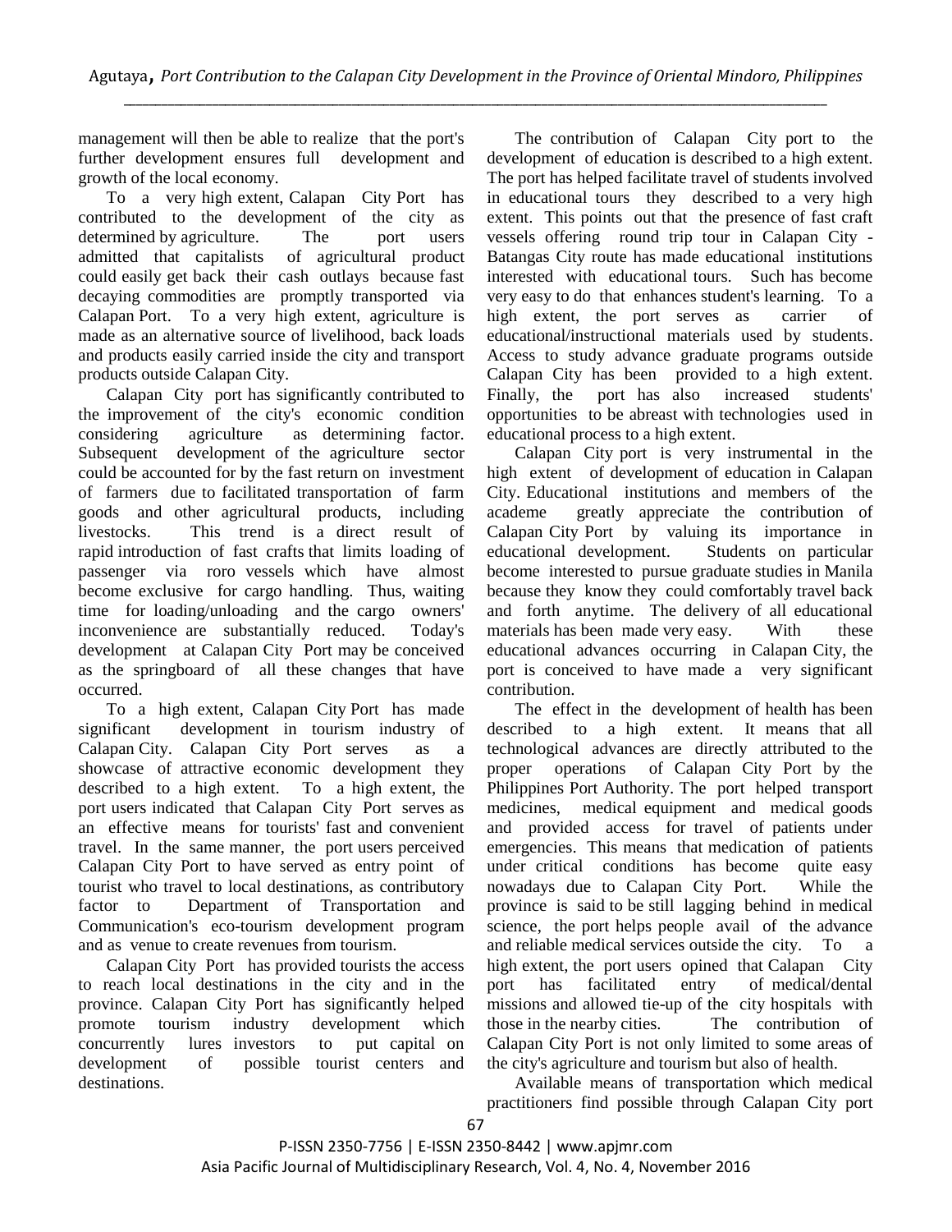management will then be able to realize that the port's further development ensures full development and growth of the local economy.

To a very high extent, Calapan City Port has contributed to the development of the city as determined by agriculture. The port users admitted that capitalists of agricultural product could easily get back their cash outlays because fast decaying commodities are promptly transported via Calapan Port. To a very high extent, agriculture is made as an alternative source of livelihood, back loads and products easily carried inside the city and transport products outside Calapan City.

Calapan City port has significantly contributed to the improvement of the city's economic condition considering agriculture as determining factor. Subsequent development of the agriculture sector could be accounted for by the fast return on investment of farmers due to facilitated transportation of farm goods and other agricultural products, including livestocks. This trend is a direct result of rapid introduction of fast crafts that limits loading of passenger via roro vessels which have almost become exclusive for cargo handling. Thus, waiting time for loading/unloading and the cargo owners' inconvenience are substantially reduced. Today's development at Calapan City Port may be conceived as the springboard of all these changes that have occurred.

To a high extent, Calapan City Port has made significant development in tourism industry of Calapan City. Calapan City Port serves as a showcase of attractive economic development they described to a high extent. To a high extent, the port users indicated that Calapan City Port serves as an effective means for tourists' fast and convenient travel. In the same manner, the port users perceived Calapan City Port to have served as entry point of tourist who travel to local destinations, as contributory factor to Department of Transportation and Communication's eco-tourism development program and as venue to create revenues from tourism.

Calapan City Port has provided tourists the access to reach local destinations in the city and in the province. Calapan City Port has significantly helped promote tourism industry development which concurrently lures investors to put capital on development of possible tourist centers and destinations.

The contribution of Calapan City port to the development of education is described to a high extent. The port has helped facilitate travel of students involved in educational tours they described to a very high extent. This points out that the presence of fast craft vessels offering round trip tour in Calapan City - Batangas City route has made educational institutions interested with educational tours. Such has become very easy to do that enhances student's learning. To a high extent, the port serves as carrier of educational/instructional materials used by students. Access to study advance graduate programs outside Calapan City has been provided to a high extent. Finally, the port has also increased students' opportunities to be abreast with technologies used in educational process to a high extent.

Calapan City port is very instrumental in the high extent of development of education in Calapan City. Educational institutions and members of the academe greatly appreciate the contribution of Calapan City Port by valuing its importance in educational development. Students on particular become interested to pursue graduate studies in Manila because they know they could comfortably travel back and forth anytime. The delivery of all educational materials has been made very easy. With these educational advances occurring in Calapan City, the port is conceived to have made a very significant contribution.

The effect in the development of health has been described to a high extent. It means that all technological advances are directly attributed to the proper operations of Calapan City Port by the Philippines Port Authority. The port helped transport medicines, medical equipment and medical goods and provided access for travel of patients under emergencies. This means that medication of patients under critical conditions has become quite easy nowadays due to Calapan City Port. While the province is said to be still lagging behind in medical science, the port helps people avail of the advance and reliable medical services outside the city. To a high extent, the port users opined that Calapan City port has facilitated entry of medical/dental missions and allowed tie-up of the city hospitals with those in the nearby cities. The contribution of Calapan City Port is not only limited to some areas of the city's agriculture and tourism but also of health.

Available means of transportation which medical practitioners find possible through Calapan City port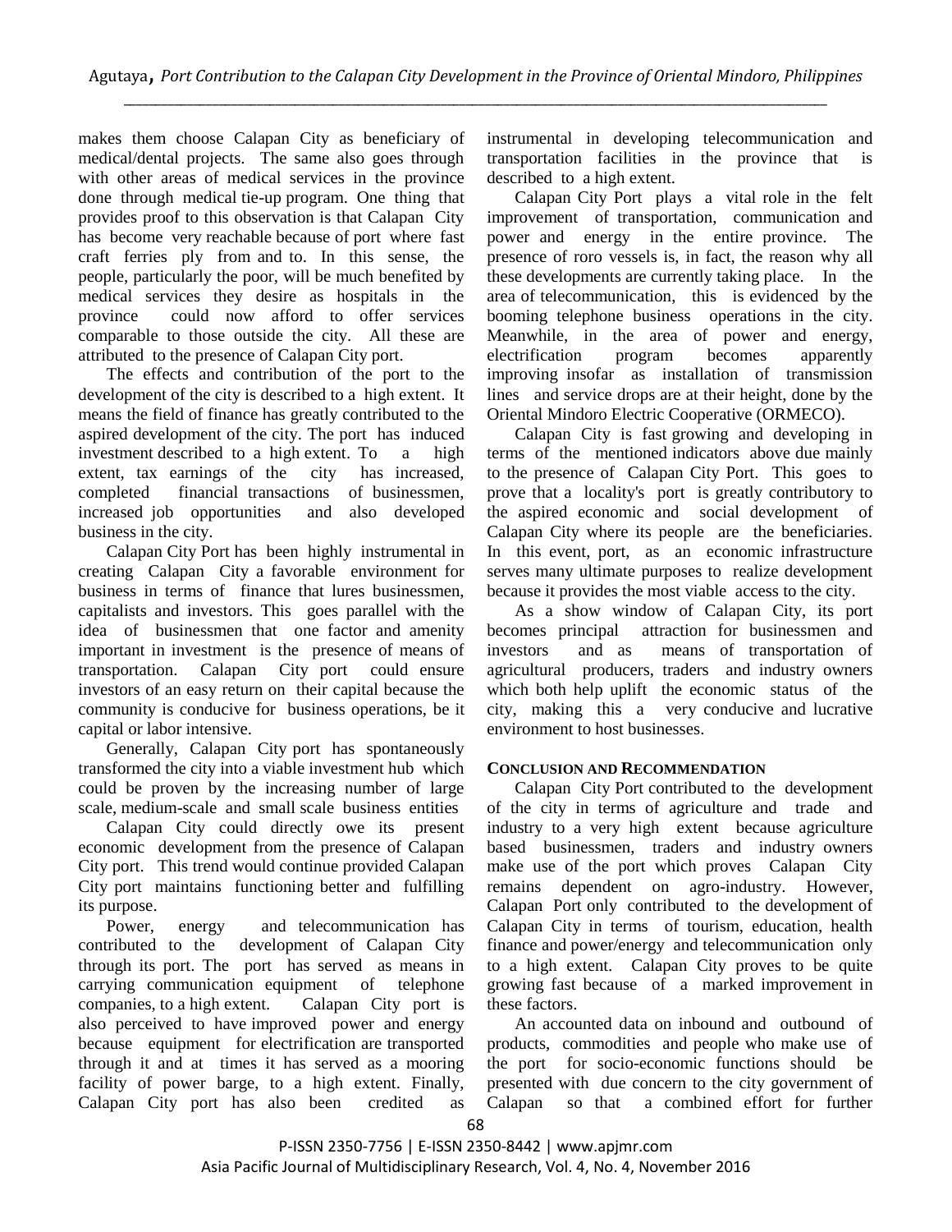makes them choose Calapan City as beneficiary of medical/dental projects. The same also goes through with other areas of medical services in the province done through medical tie-up program. One thing that provides proof to this observation is that Calapan City has become very reachable because of port where fast craft ferries ply from and to. In this sense, the people, particularly the poor, will be much benefited by medical services they desire as hospitals in the province could now afford to offer services comparable to those outside the city. All these are attributed to the presence of Calapan City port.

The effects and contribution of the port to the development of the city is described to a high extent. It means the field of finance has greatly contributed to the aspired development of the city. The port has induced investment described to a high extent. To a high extent, tax earnings of the city has increased, completed financial transactions of businessmen, increased job opportunities and also developed business in the city.

Calapan City Port has been highly instrumental in creating Calapan City a favorable environment for business in terms of finance that lures businessmen, capitalists and investors. This goes parallel with the idea of businessmen that one factor and amenity important in investment is the presence of means of transportation. Calapan City port could ensure investors of an easy return on their capital because the community is conducive for business operations, be it capital or labor intensive.

Generally, Calapan City port has spontaneously transformed the city into a viable investment hub which could be proven by the increasing number of large scale, medium-scale and small scale business entities

Calapan City could directly owe its present economic development from the presence of Calapan City port. This trend would continue provided Calapan City port maintains functioning better and fulfilling its purpose.

Power, energy and telecommunication has contributed to the development of Calapan City through its port. The port has served as means in carrying communication equipment of telephone companies, to a high extent. Calapan City port is also perceived to have improved power and energy because equipment for electrification are transported through it and at times it has served as a mooring facility of power barge, to a high extent. Finally, Calapan City port has also been credited as instrumental in developing telecommunication and transportation facilities in the province that is described to a high extent.

Calapan City Port plays a vital role in the felt improvement of transportation, communication and power and energy in the entire province. The presence of roro vessels is, in fact, the reason why all these developments are currently taking place. In the area of telecommunication, this is evidenced by the booming telephone business operations in the city. Meanwhile, in the area of power and energy, electrification program becomes apparently improving insofar as installation of transmission lines and service drops are at their height, done by the Oriental Mindoro Electric Cooperative (ORMECO).

Calapan City is fast growing and developing in terms of the mentioned indicators above due mainly to the presence of Calapan City Port. This goes to prove that a locality's port is greatly contributory to the aspired economic and social development of Calapan City where its people are the beneficiaries. In this event, port, as an economic infrastructure serves many ultimate purposes to realize development because it provides the most viable access to the city.

As a show window of Calapan City, its port becomes principal attraction for businessmen and investors and as means of transportation of agricultural producers, traders and industry owners which both help uplift the economic status of the city, making this a very conducive and lucrative environment to host businesses.

## CONCLUSION AND RECOMMENDATION

Calapan City Port contributed to the development of the city in terms of agriculture and trade and industry to a very high extent because agriculture based businessmen, traders and industry owners make use of the port which proves Calapan City remains dependent on agro-industry. However, Calapan Port only contributed to the development of Calapan City in terms of tourism, education, health finance and power/energy and telecommunication only to a high extent. Calapan City proves to be quite growing fast because of a marked improvement in these factors.

An accounted data on inbound and outbound of products, commodities and people who make use of the port for socio-economic functions should be presented with due concern to the city government of Calapan so that a combined effort for further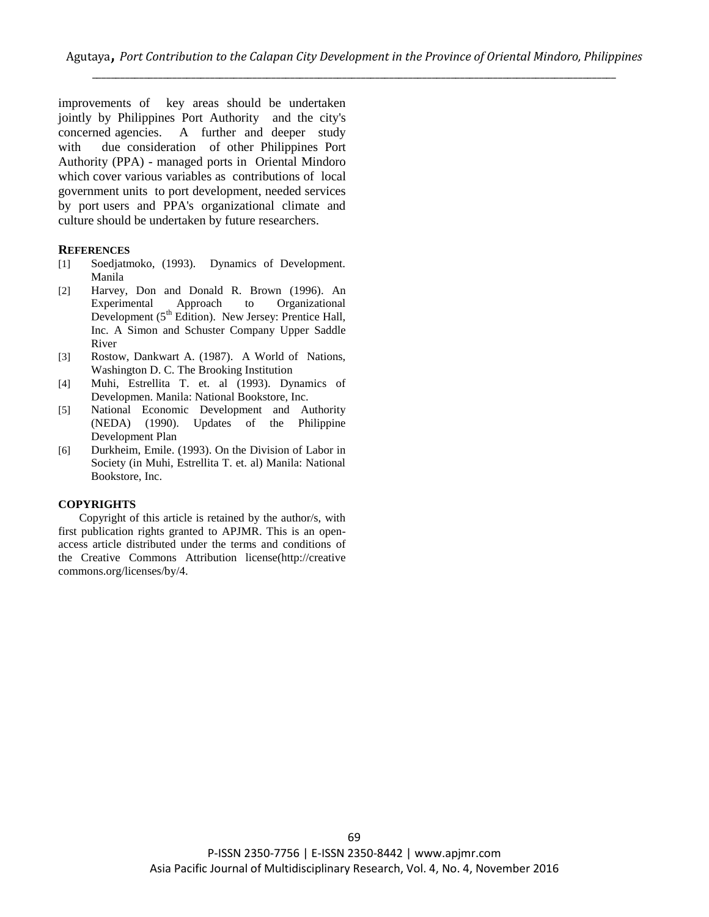improvements of key areas should be undertaken jointly by Philippines Port Authority and the city's concerned agencies. A further and deeper study with due consideration of other Philippines Port Authority (PPA) - managed ports in Oriental Mindoro which cover various variables as contributions of local government units to port development, needed services by port users and PPA's organizational climate and culture should be undertaken by future researchers.

## REFERENCES

[1] Soedjatmoko, (1993). Dynamics of Development. Manila

[2] Harvey, Don and Donald R. Brown (1996). An Experimental Approach to Organizational Development (5th Edition). New Jersey: Prentice Hall, Inc. A Simon and Schuster Company Upper Saddle River

[3] Rostow, Dankwart A. (1987). A World of Nations, Washington D. C. The Brooking Institution

[4] Muhi, Estrellita T. et. al (1993). Dynamics of Developmen. Manila: National Bookstore, Inc.

[5] National Economic Development and Authority (NEDA) (1990). Updates of the Philippine Development Plan

[6] Durkheim, Emile. (1993). On the Division of Labor in Society (in Muhi, Estrellita T. et. al) Manila: National Bookstore, Inc.

## COPYRIGHTS

Copyright of this article is retained by the author/s, with first publication rights granted to APJMR. This is an open-access article distributed under the terms and conditions of the Creative Commons Attribution license(http://creative commons.org/licenses/by/4.